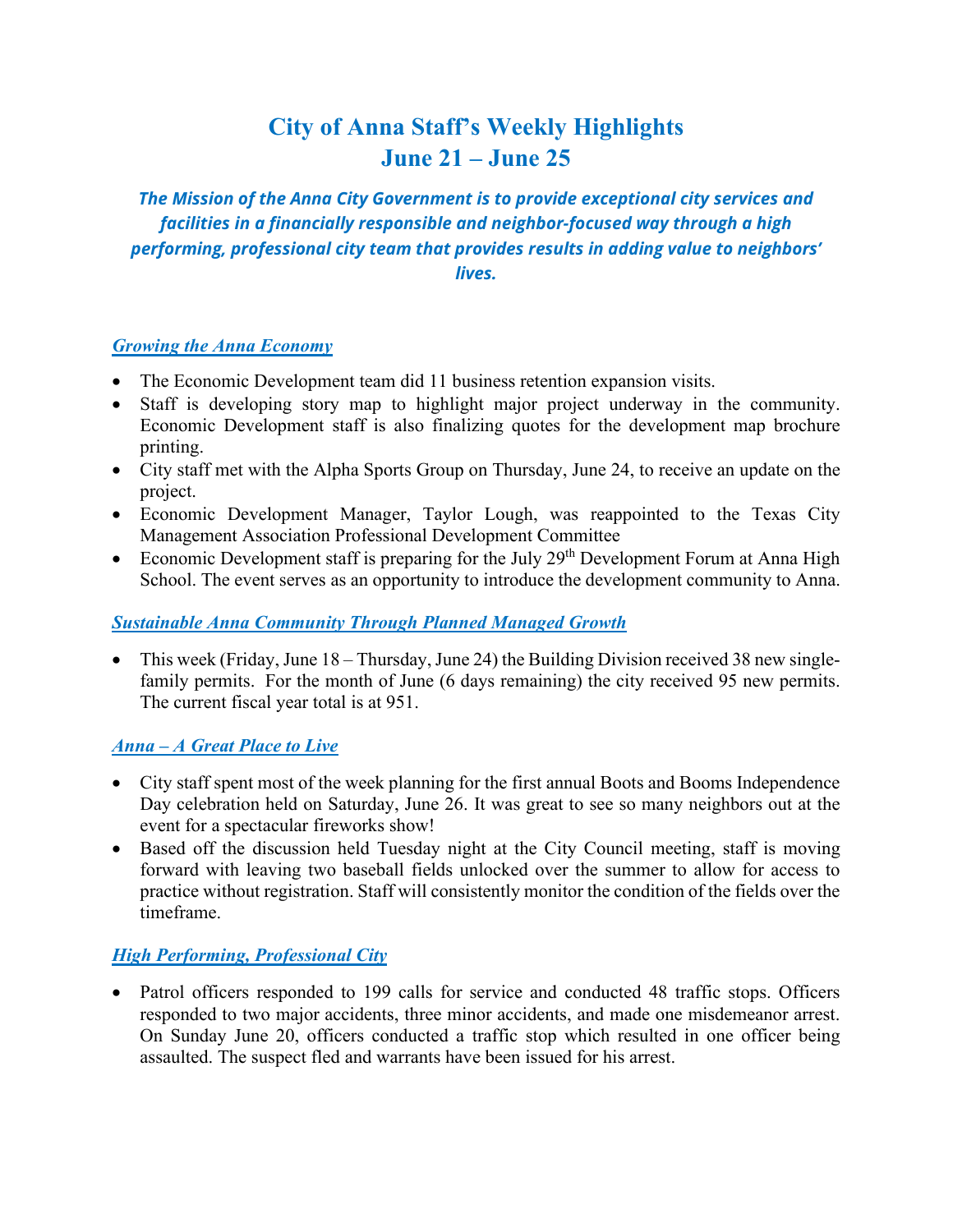# City of Anna Staff's Weekly Highlights
# June 21 – June 25

***The Mission of the Anna City Government is to provide exceptional city services and facilities in a financially responsible and neighbor-focused way through a high performing, professional city team that provides results in adding value to neighbors' lives.***

## *Growing the Anna Economy*

- The Economic Development team did 11 business retention expansion visits.
- Staff is developing story map to highlight major project underway in the community. Economic Development staff is also finalizing quotes for the development map brochure printing.
- City staff met with the Alpha Sports Group on Thursday, June 24, to receive an update on the project.
- Economic Development Manager, Taylor Lough, was reappointed to the Texas City Management Association Professional Development Committee
- Economic Development staff is preparing for the July 29th Development Forum at Anna High School. The event serves as an opportunity to introduce the development community to Anna.

## *Sustainable Anna Community Through Planned Managed Growth*

- This week (Friday, June 18 – Thursday, June 24) the Building Division received 38 new single-family permits. For the month of June (6 days remaining) the city received 95 new permits. The current fiscal year total is at 951.

## *Anna – A Great Place to Live*

- City staff spent most of the week planning for the first annual Boots and Booms Independence Day celebration held on Saturday, June 26. It was great to see so many neighbors out at the event for a spectacular fireworks show!
- Based off the discussion held Tuesday night at the City Council meeting, staff is moving forward with leaving two baseball fields unlocked over the summer to allow for access to practice without registration. Staff will consistently monitor the condition of the fields over the timeframe.

## *High Performing, Professional City*

- Patrol officers responded to 199 calls for service and conducted 48 traffic stops. Officers responded to two major accidents, three minor accidents, and made one misdemeanor arrest. On Sunday June 20, officers conducted a traffic stop which resulted in one officer being assaulted. The suspect fled and warrants have been issued for his arrest.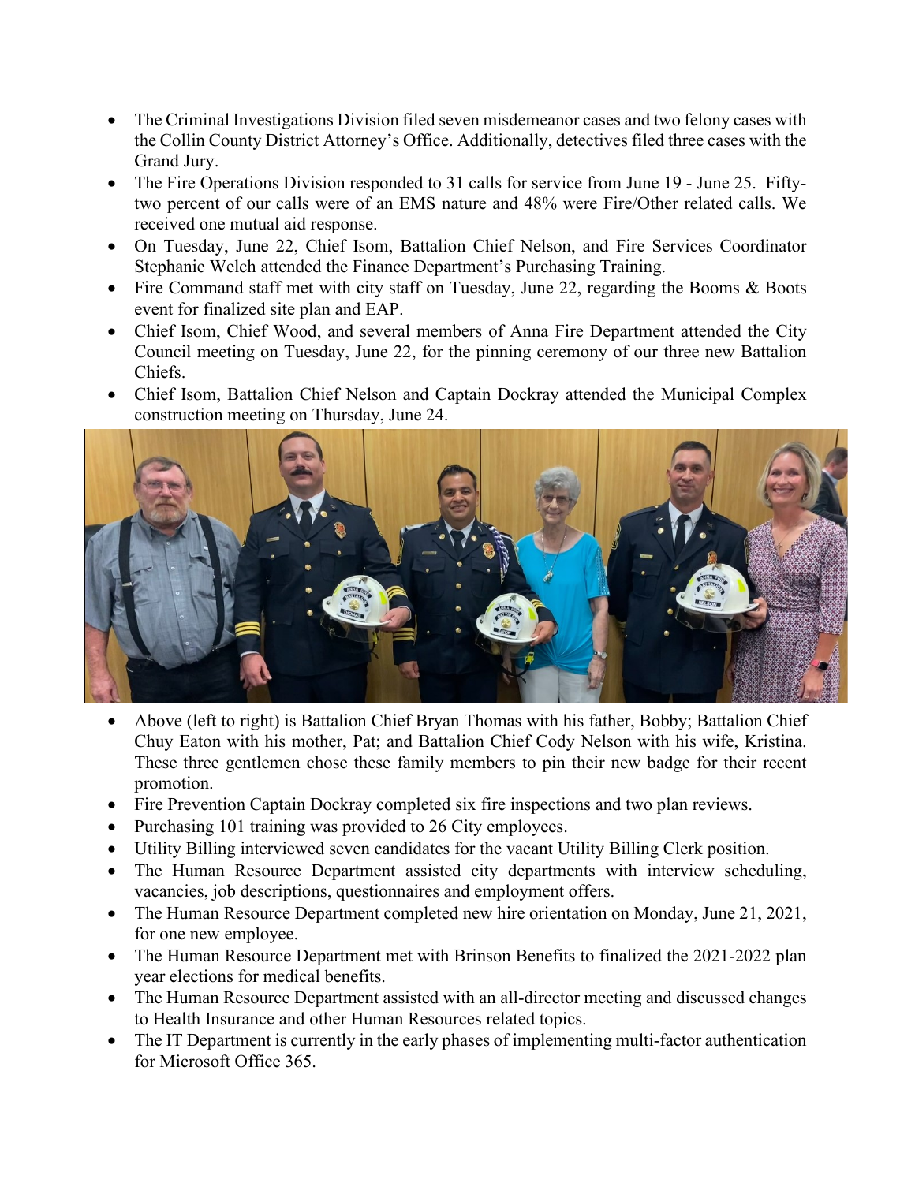- The Criminal Investigations Division filed seven misdemeanor cases and two felony cases with the Collin County District Attorney's Office. Additionally, detectives filed three cases with the Grand Jury.
- The Fire Operations Division responded to 31 calls for service from June 19 - June 25. Fifty-two percent of our calls were of an EMS nature and 48% were Fire/Other related calls. We received one mutual aid response.
- On Tuesday, June 22, Chief Isom, Battalion Chief Nelson, and Fire Services Coordinator Stephanie Welch attended the Finance Department's Purchasing Training.
- Fire Command staff met with city staff on Tuesday, June 22, regarding the Booms & Boots event for finalized site plan and EAP.
- Chief Isom, Chief Wood, and several members of Anna Fire Department attended the City Council meeting on Tuesday, June 22, for the pinning ceremony of our three new Battalion Chiefs.
- Chief Isom, Battalion Chief Nelson and Captain Dockray attended the Municipal Complex construction meeting on Thursday, June 24.
- Above (left to right) is Battalion Chief Bryan Thomas with his father, Bobby; Battalion Chief Chuy Eaton with his mother, Pat; and Battalion Chief Cody Nelson with his wife, Kristina. These three gentlemen chose these family members to pin their new badge for their recent promotion.
- Fire Prevention Captain Dockray completed six fire inspections and two plan reviews.
- Purchasing 101 training was provided to 26 City employees.
- Utility Billing interviewed seven candidates for the vacant Utility Billing Clerk position.
- The Human Resource Department assisted city departments with interview scheduling, vacancies, job descriptions, questionnaires and employment offers.
- The Human Resource Department completed new hire orientation on Monday, June 21, 2021, for one new employee.
- The Human Resource Department met with Brinson Benefits to finalized the 2021-2022 plan year elections for medical benefits.
- The Human Resource Department assisted with an all-director meeting and discussed changes to Health Insurance and other Human Resources related topics.
- The IT Department is currently in the early phases of implementing multi-factor authentication for Microsoft Office 365.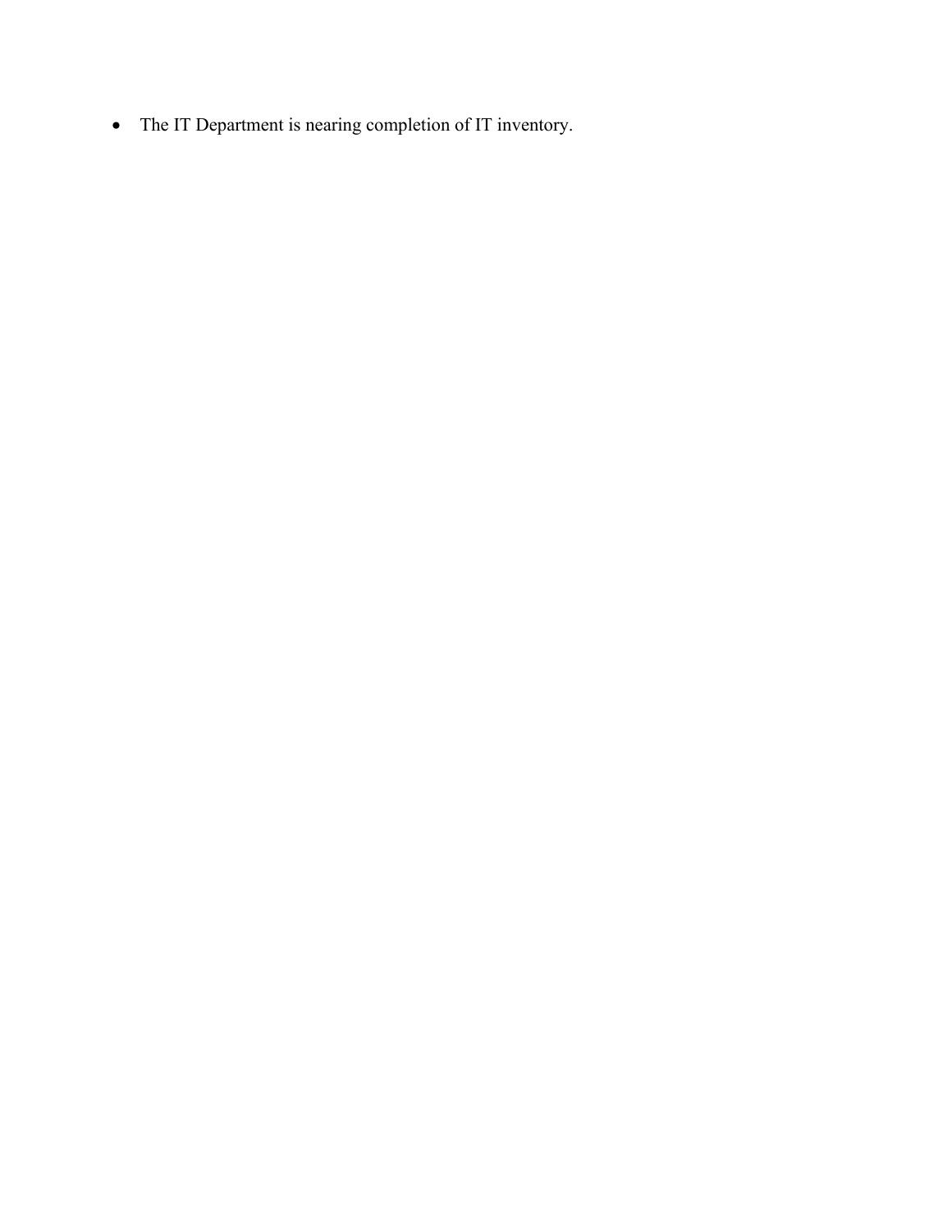- The IT Department is nearing completion of IT inventory.